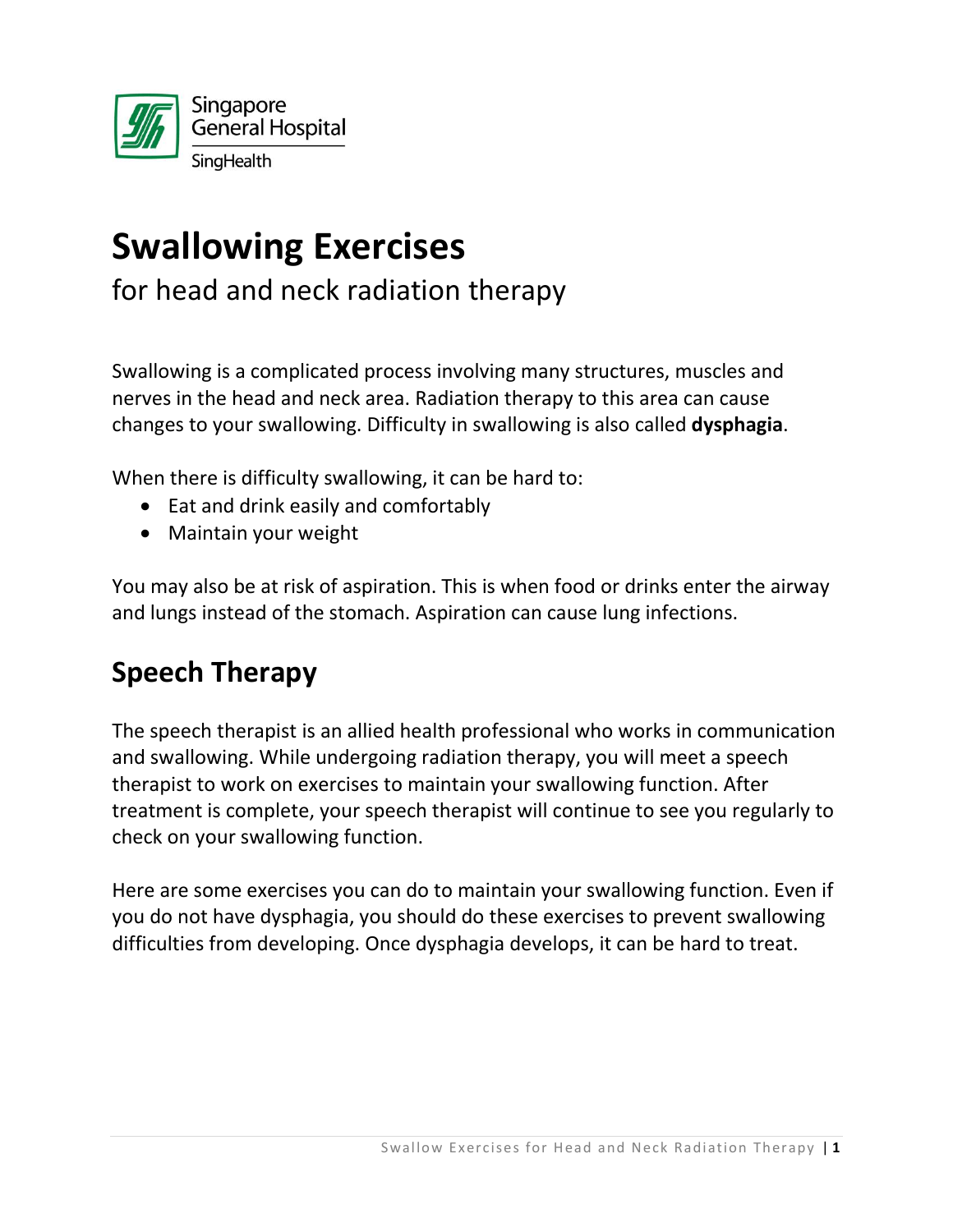Singapore General Hospital
SingHealth

# Swallowing Exercises

for head and neck radiation therapy

Swallowing is a complicated process involving many structures, muscles and nerves in the head and neck area. Radiation therapy to this area can cause changes to your swallowing. Difficulty in swallowing is also called **dysphagia**.

When there is difficulty swallowing, it can be hard to:

- Eat and drink easily and comfortably
- Maintain your weight

You may also be at risk of aspiration. This is when food or drinks enter the airway and lungs instead of the stomach. Aspiration can cause lung infections.

## Speech Therapy

The speech therapist is an allied health professional who works in communication and swallowing. While undergoing radiation therapy, you will meet a speech therapist to work on exercises to maintain your swallowing function. After treatment is complete, your speech therapist will continue to see you regularly to check on your swallowing function.

Here are some exercises you can do to maintain your swallowing function. Even if you do not have dysphagia, you should do these exercises to prevent swallowing difficulties from developing. Once dysphagia develops, it can be hard to treat.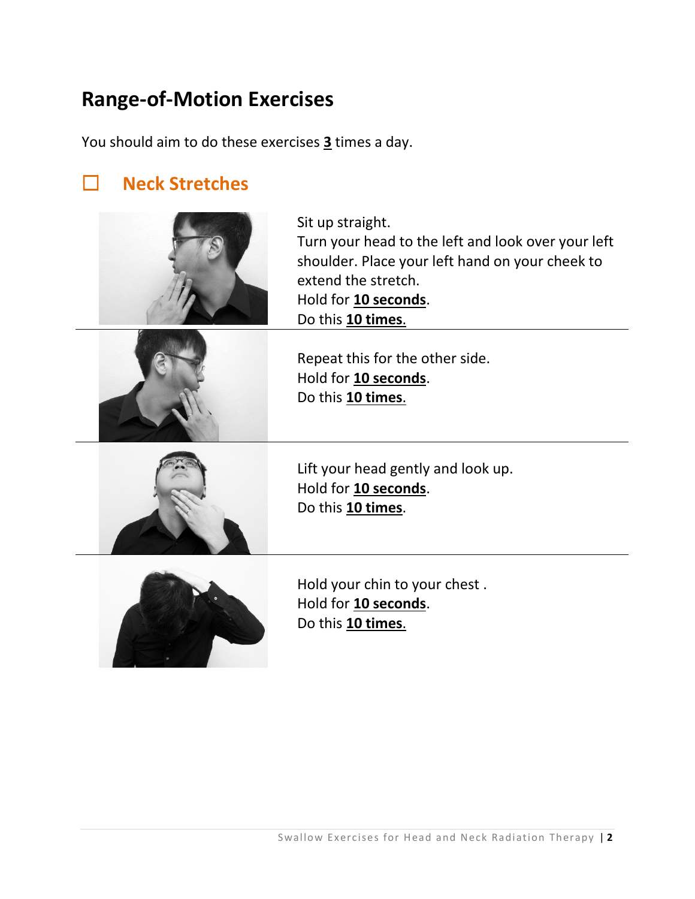# Range-of-Motion Exercises

You should aim to do these exercises **3** times a day.

## ☐ Neck Stretches

Sit up straight.
Turn your head to the left and look over your left shoulder. Place your left hand on your cheek to extend the stretch.
Hold for **10 seconds**.
Do this **10 times**.

---

Repeat this for the other side.
Hold for **10 seconds**.
Do this **10 times**.

---

Lift your head gently and look up.
Hold for **10 seconds**.
Do this **10 times**.

---

Hold your chin to your chest .
Hold for **10 seconds**.
Do this **10 times**.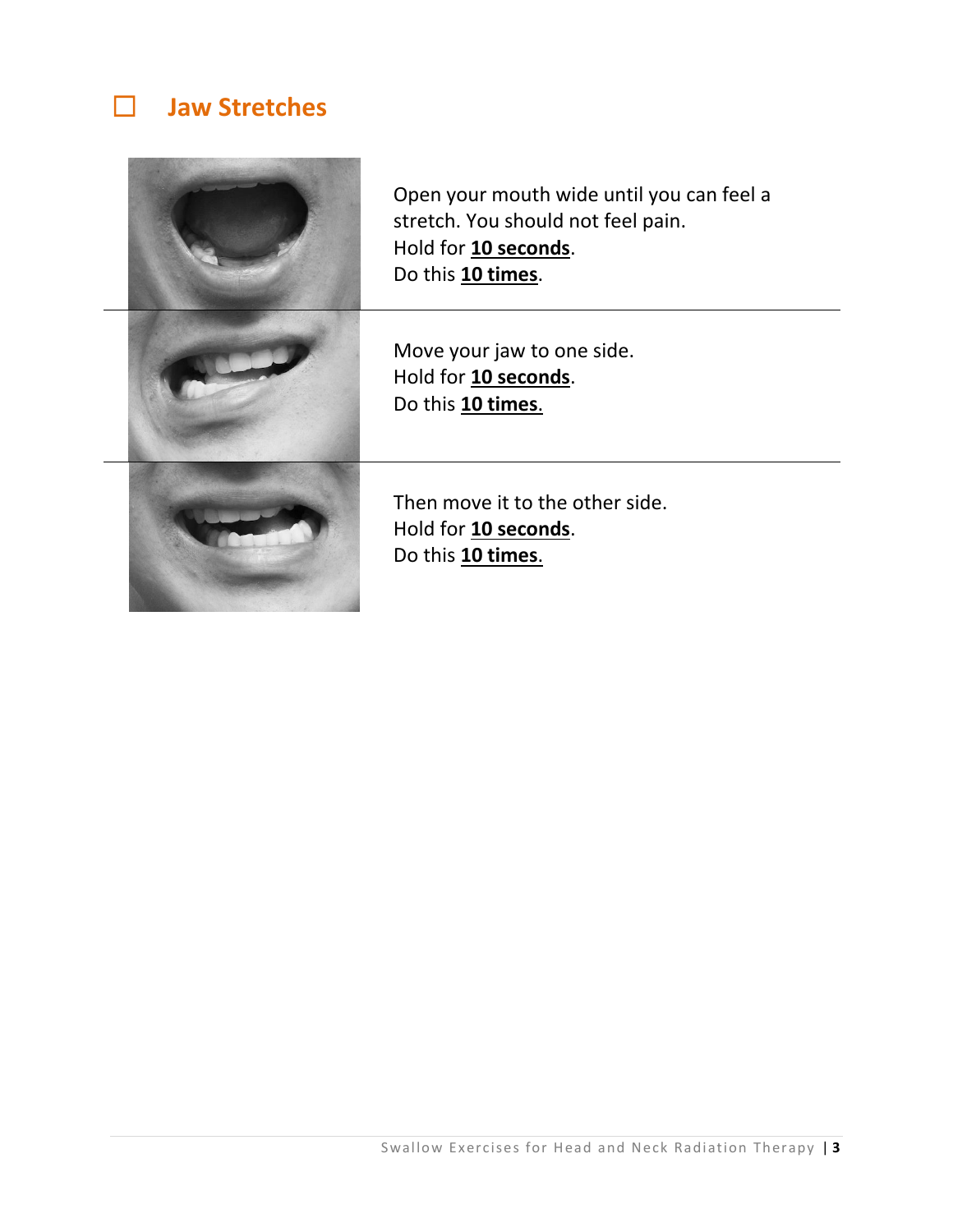## ☐ Jaw Stretches

Open your mouth wide until you can feel a stretch. You should not feel pain.
Hold for **10 seconds**.
Do this **10 times**.

---

Move your jaw to one side.
Hold for **10 seconds**.
Do this **10 times**.

---

Then move it to the other side.
Hold for **10 seconds**.
Do this **10 times**.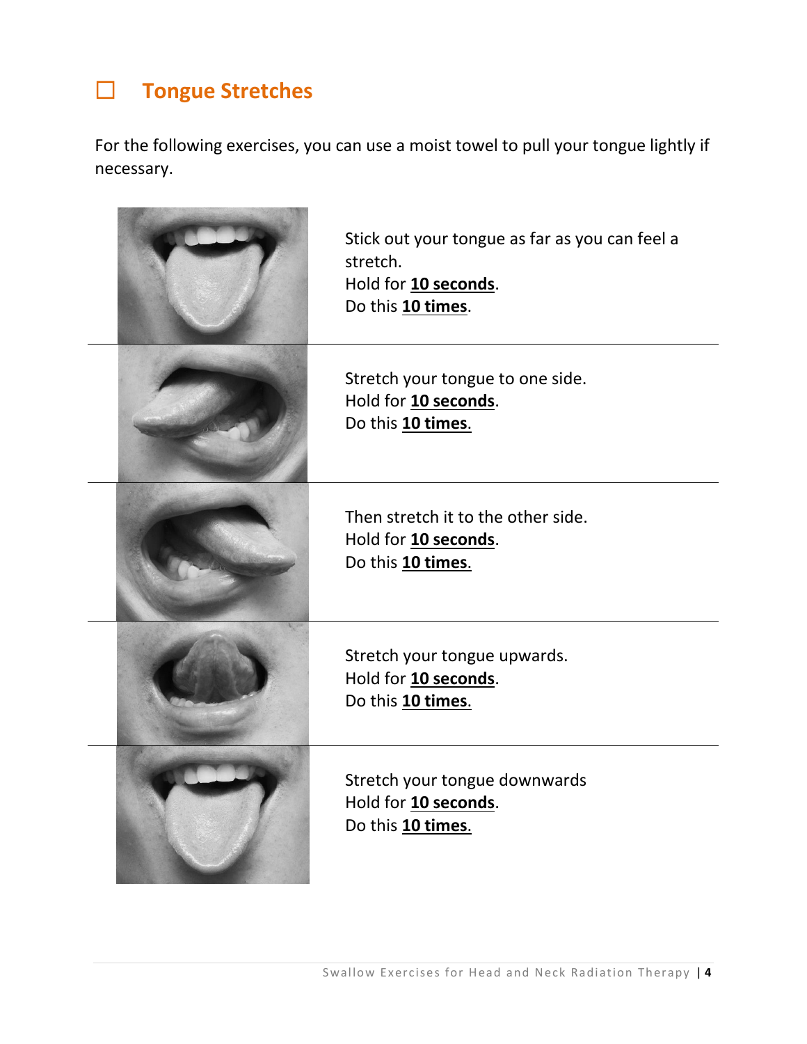## ☐ Tongue Stretches

For the following exercises, you can use a moist towel to pull your tongue lightly if necessary.

Stick out your tongue as far as you can feel a stretch.
Hold for **10 seconds**.
Do this **10 times**.

Stretch your tongue to one side.
Hold for **10 seconds**.
Do this **10 times**.

Then stretch it to the other side.
Hold for **10 seconds**.
Do this **10 times**.

Stretch your tongue upwards.
Hold for **10 seconds**.
Do this **10 times**.

Stretch your tongue downwards
Hold for **10 seconds**.
Do this **10 times**.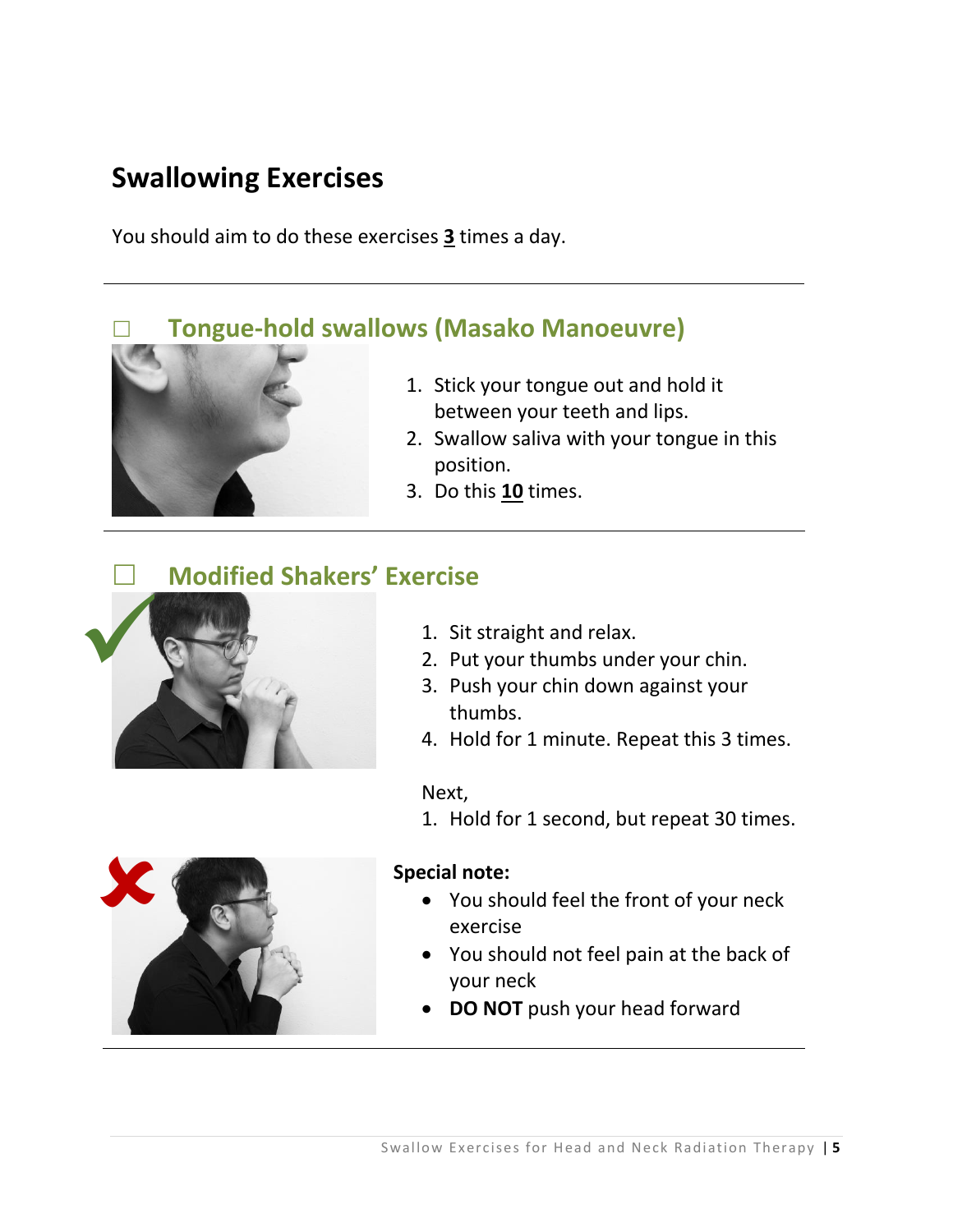# Swallowing Exercises

You should aim to do these exercises **3** times a day.

---

## ☐ Tongue-hold swallows (Masako Manoeuvre)

1. Stick your tongue out and hold it between your teeth and lips.
2. Swallow saliva with your tongue in this position.
3. Do this **10** times.

---

## ☐ Modified Shakers' Exercise

1. Sit straight and relax.
2. Put your thumbs under your chin.
3. Push your chin down against your thumbs.
4. Hold for 1 minute. Repeat this 3 times.

Next,

1. Hold for 1 second, but repeat 30 times.

**Special note:**

- You should feel the front of your neck exercise
- You should not feel pain at the back of your neck
- **DO NOT** push your head forward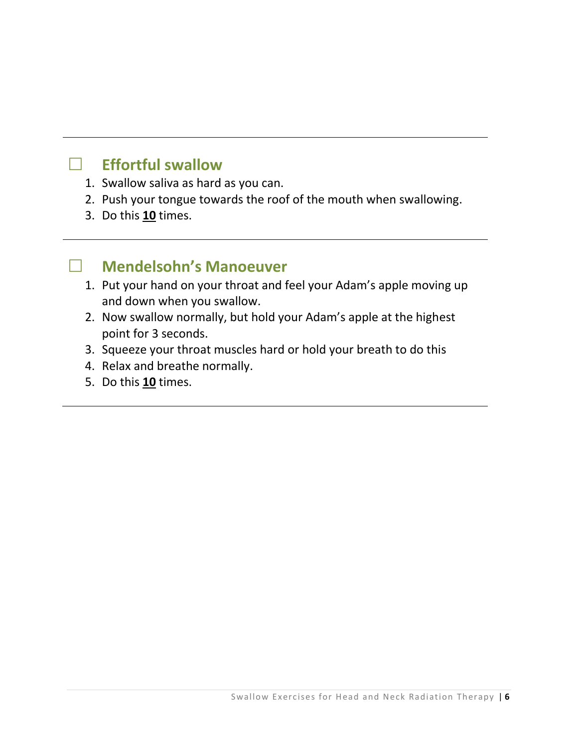---

## ☐ Effortful swallow

1. Swallow saliva as hard as you can.
2. Push your tongue towards the roof of the mouth when swallowing.
3. Do this **10** times.

---

## ☐ Mendelsohn's Manoeuver

1. Put your hand on your throat and feel your Adam's apple moving up and down when you swallow.
2. Now swallow normally, but hold your Adam's apple at the highest point for 3 seconds.
3. Squeeze your throat muscles hard or hold your breath to do this
4. Relax and breathe normally.
5. Do this **10** times.

---